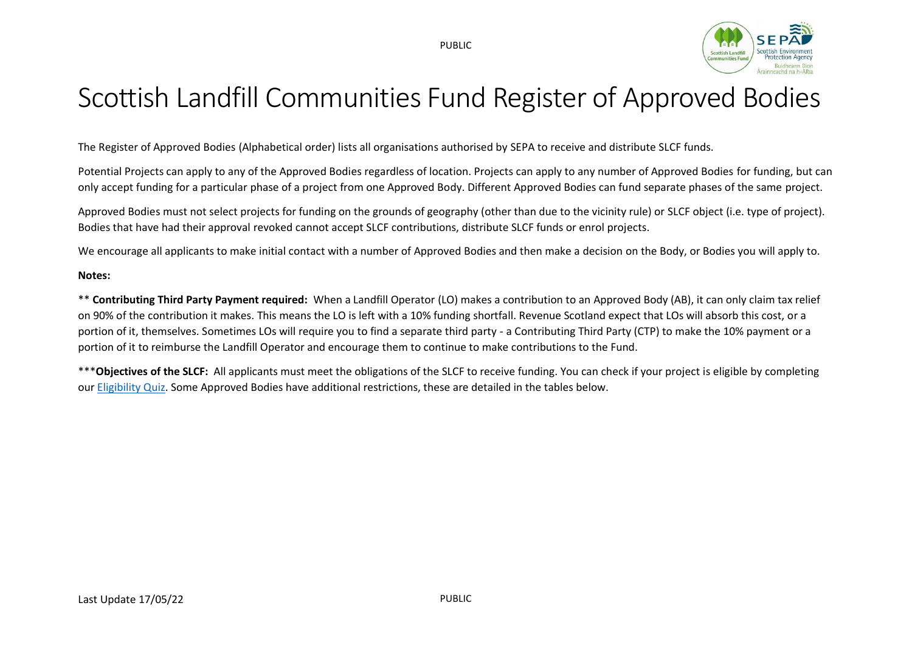# Scottish Landfill Communities Fund Register of Approved Bodies

The Register of Approved Bodies (Alphabetical order) lists all organisations authorised by SEPA to receive and distribute SLCF funds.

Potential Projects can apply to any of the Approved Bodies regardless of location. Projects can apply to any number of Approved Bodies for funding, but can only accept funding for a particular phase of a project from one Approved Body. Different Approved Bodies can fund separate phases of the same project.

Approved Bodies must not select projects for funding on the grounds of geography (other than due to the vicinity rule) or SLCF object (i.e. type of project). Bodies that have had their approval revoked cannot accept SLCF contributions, distribute SLCF funds or enrol projects.

We encourage all applicants to make initial contact with a number of Approved Bodies and then make a decision on the Body, or Bodies you will apply to.

**Notes:**

** **Contributing Third Party Payment required:** When a Landfill Operator (LO) makes a contribution to an Approved Body (AB), it can only claim tax relief on 90% of the contribution it makes. This means the LO is left with a 10% funding shortfall. Revenue Scotland expect that LOs will absorb this cost, or a portion of it, themselves. Sometimes LOs will require you to find a separate third party - a Contributing Third Party (CTP) to make the 10% payment or a portion of it to reimburse the Landfill Operator and encourage them to continue to make contributions to the Fund.

***​**Objectives of the SLCF:** All applicants must meet the obligations of the SLCF to receive funding. You can check if your project is eligible by completing our Eligibility Quiz. Some Approved Bodies have additional restrictions, these are detailed in the tables below.

Last Update 17/05/22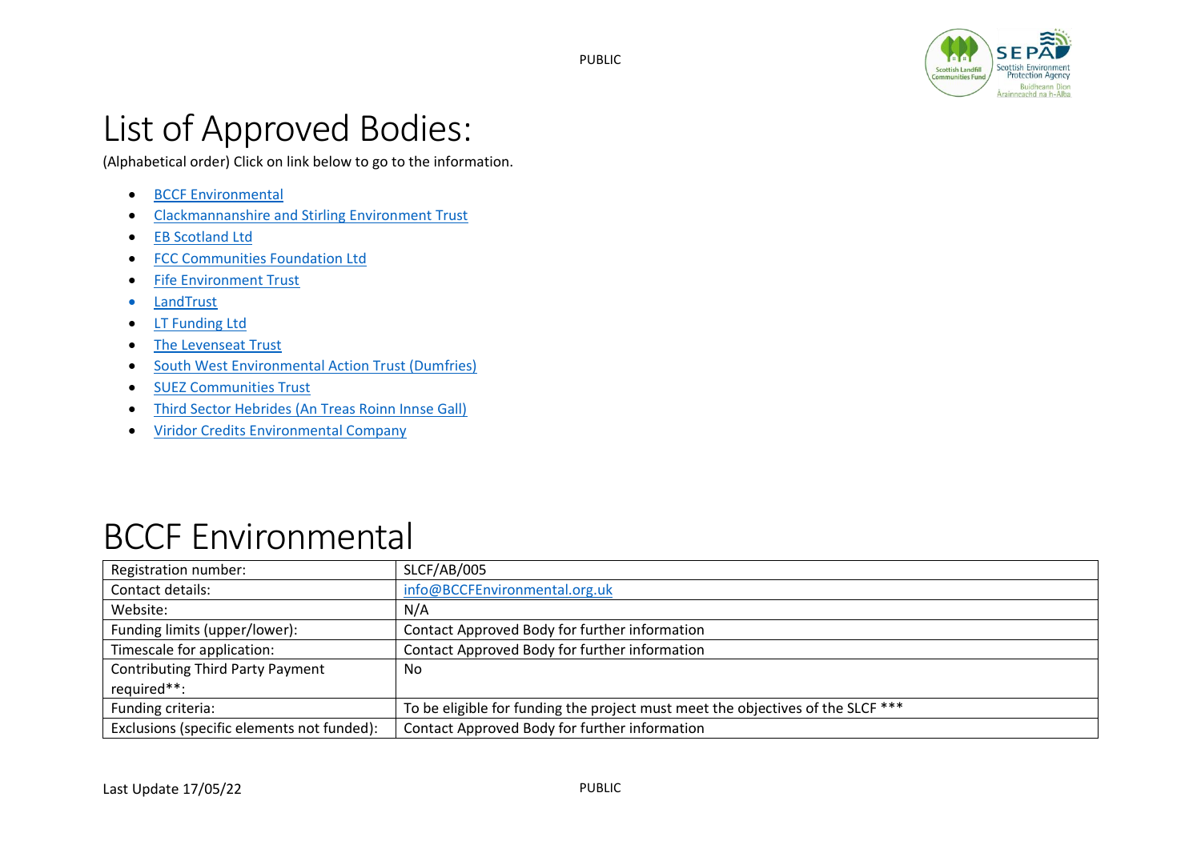# List of Approved Bodies:

(Alphabetical order) Click on link below to go to the information.

- [BCCF Environmental]
- [Clackmannanshire and Stirling Environment Trust]
- [EB Scotland Ltd]
- [FCC Communities Foundation Ltd]
- [Fife Environment Trust]
- [LandTrust]
- [LT Funding Ltd]
- [The Levenseat Trust]
- [South West Environmental Action Trust (Dumfries)]
- [SUEZ Communities Trust]
- [Third Sector Hebrides (An Treas Roinn Innse Gall)]
- [Viridor Credits Environmental Company]

# BCCF Environmental

| Registration number: | SLCF/AB/005 |
|---|---|
| Contact details: | info@BCCFEnvironmental.org.uk |
| Website: | N/A |
| Funding limits (upper/lower): | Contact Approved Body for further information |
| Timescale for application: | Contact Approved Body for further information |
| Contributing Third Party Payment required**: | No |
| Funding criteria: | To be eligible for funding the project must meet the objectives of the SLCF *** |
| Exclusions (specific elements not funded): | Contact Approved Body for further information |

Last Update 17/05/22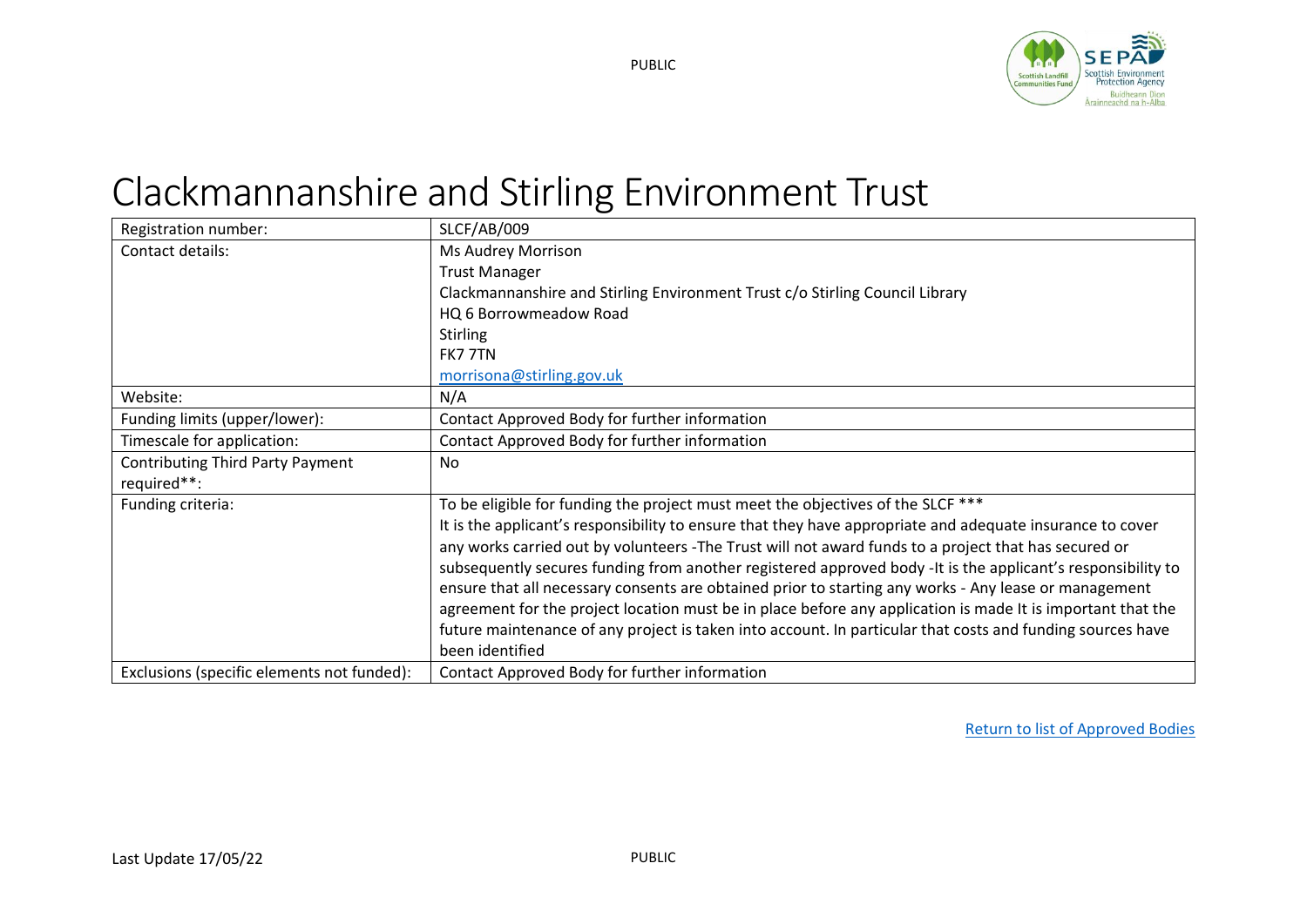# Clackmannanshire and Stirling Environment Trust

| Registration number: | SLCF/AB/009 |
|---|---|
| Contact details: | Ms Audrey Morrison<br>Trust Manager<br>Clackmannanshire and Stirling Environment Trust c/o Stirling Council Library<br>HQ 6 Borrowmeadow Road<br>Stirling<br>FK7 7TN<br>morrisona@stirling.gov.uk |
| Website: | N/A |
| Funding limits (upper/lower): | Contact Approved Body for further information |
| Timescale for application: | Contact Approved Body for further information |
| Contributing Third Party Payment required**: | No |
| Funding criteria: | To be eligible for funding the project must meet the objectives of the SLCF ***<br>It is the applicant's responsibility to ensure that they have appropriate and adequate insurance to cover any works carried out by volunteers -The Trust will not award funds to a project that has secured or subsequently secures funding from another registered approved body -It is the applicant's responsibility to ensure that all necessary consents are obtained prior to starting any works - Any lease or management agreement for the project location must be in place before any application is made It is important that the future maintenance of any project is taken into account. In particular that costs and funding sources have been identified |
| Exclusions (specific elements not funded): | Contact Approved Body for further information |

Return to list of Approved Bodies

Last Update 17/05/22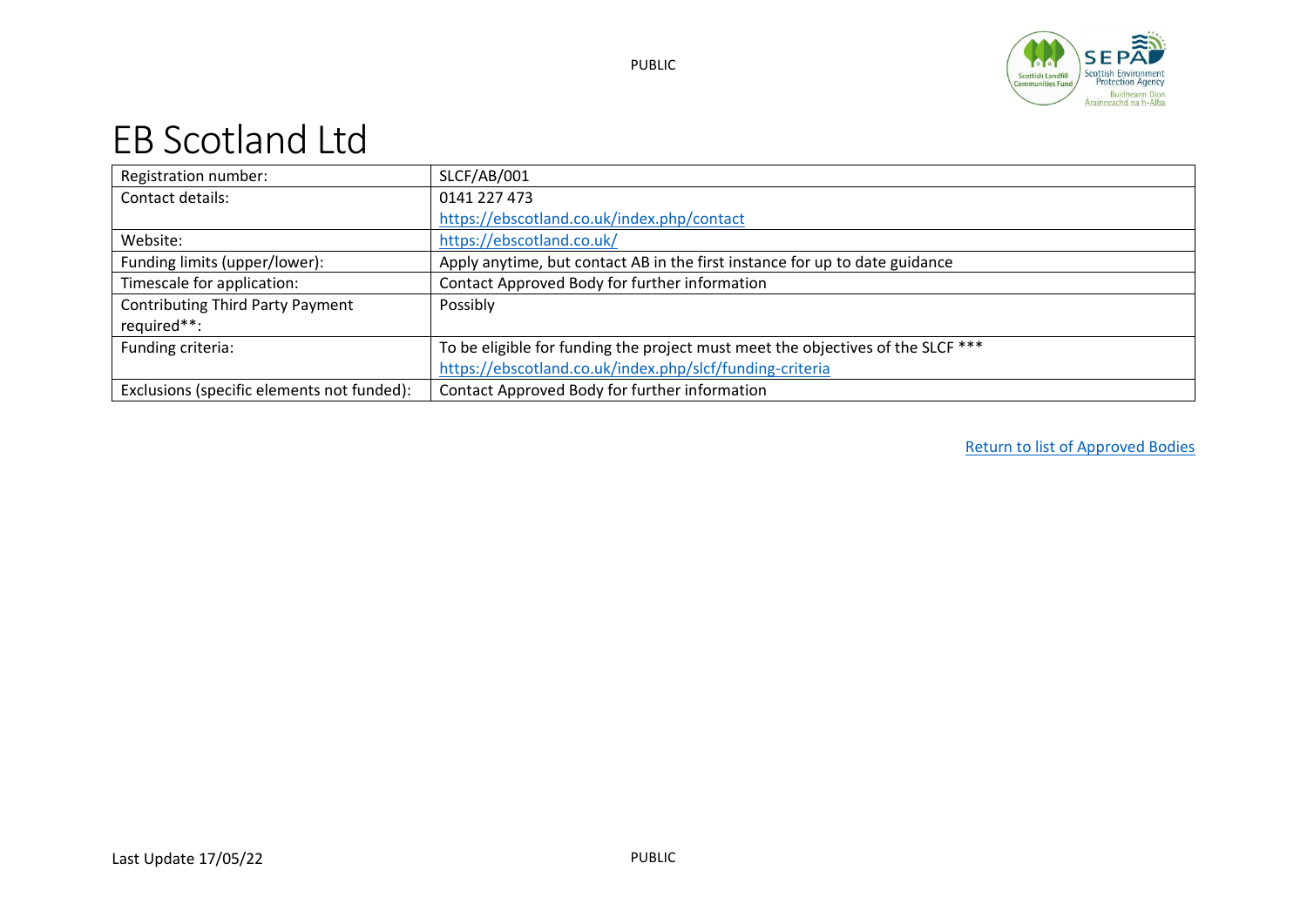# EB Scotland Ltd

| Registration number: | SLCF/AB/001 |
|---|---|
| Contact details: | 0141 227 473<br>https://ebscotland.co.uk/index.php/contact |
| Website: | https://ebscotland.co.uk/ |
| Funding limits (upper/lower): | Apply anytime, but contact AB in the first instance for up to date guidance |
| Timescale for application: | Contact Approved Body for further information |
| Contributing Third Party Payment required**: | Possibly |
| Funding criteria: | To be eligible for funding the project must meet the objectives of the SLCF ***<br>https://ebscotland.co.uk/index.php/slcf/funding-criteria |
| Exclusions (specific elements not funded): | Contact Approved Body for further information |

Return to list of Approved Bodies

Last Update 17/05/22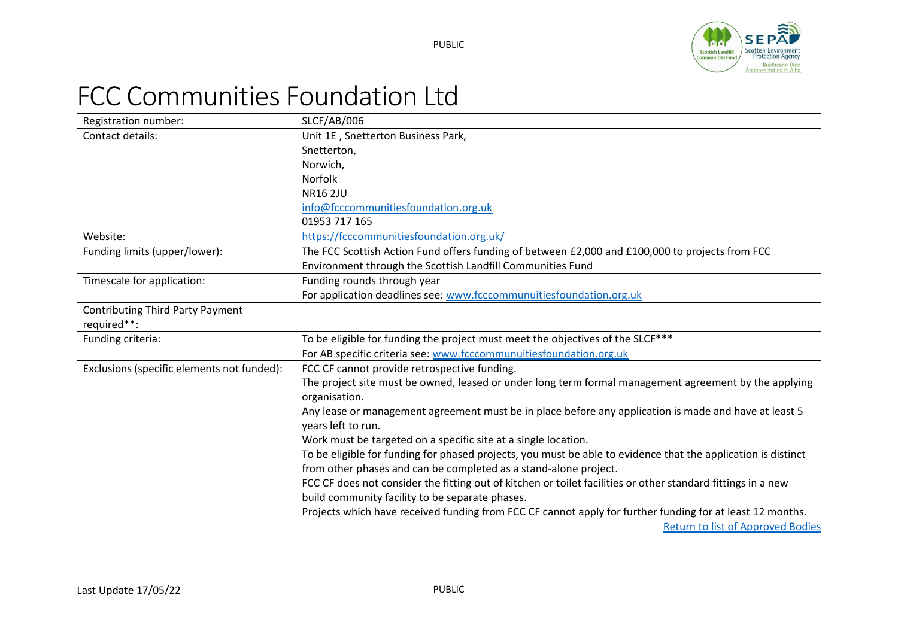# FCC Communities Foundation Ltd

| Registration number: | SLCF/AB/006 |
| --- | --- |
| Contact details: | Unit 1E , Snetterton Business Park,<br>Snetterton,<br>Norwich,<br>Norfolk<br>NR16 2JU<br>info@fcccommunitiesfoundation.org.uk<br>01953 717 165 |
| Website: | https://fcccommunitiesfoundation.org.uk/ |
| Funding limits (upper/lower): | The FCC Scottish Action Fund offers funding of between £2,000 and £100,000 to projects from FCC Environment through the Scottish Landfill Communities Fund |
| Timescale for application: | Funding rounds through year<br>For application deadlines see: www.fcccommunuitiesfoundation.org.uk |
| Contributing Third Party Payment required**: | |
| Funding criteria: | To be eligible for funding the project must meet the objectives of the SLCF***<br>For AB specific criteria see: www.fcccommunuitiesfoundation.org.uk |
| Exclusions (specific elements not funded): | FCC CF cannot provide retrospective funding.<br>The project site must be owned, leased or under long term formal management agreement by the applying organisation.<br>Any lease or management agreement must be in place before any application is made and have at least 5 years left to run.<br>Work must be targeted on a specific site at a single location.<br>To be eligible for funding for phased projects, you must be able to evidence that the application is distinct from other phases and can be completed as a stand-alone project.<br>FCC CF does not consider the fitting out of kitchen or toilet facilities or other standard fittings in a new build community facility to be separate phases.<br>Projects which have received funding from FCC CF cannot apply for further funding for at least 12 months. |

Return to list of Approved Bodies

Last Update 17/05/22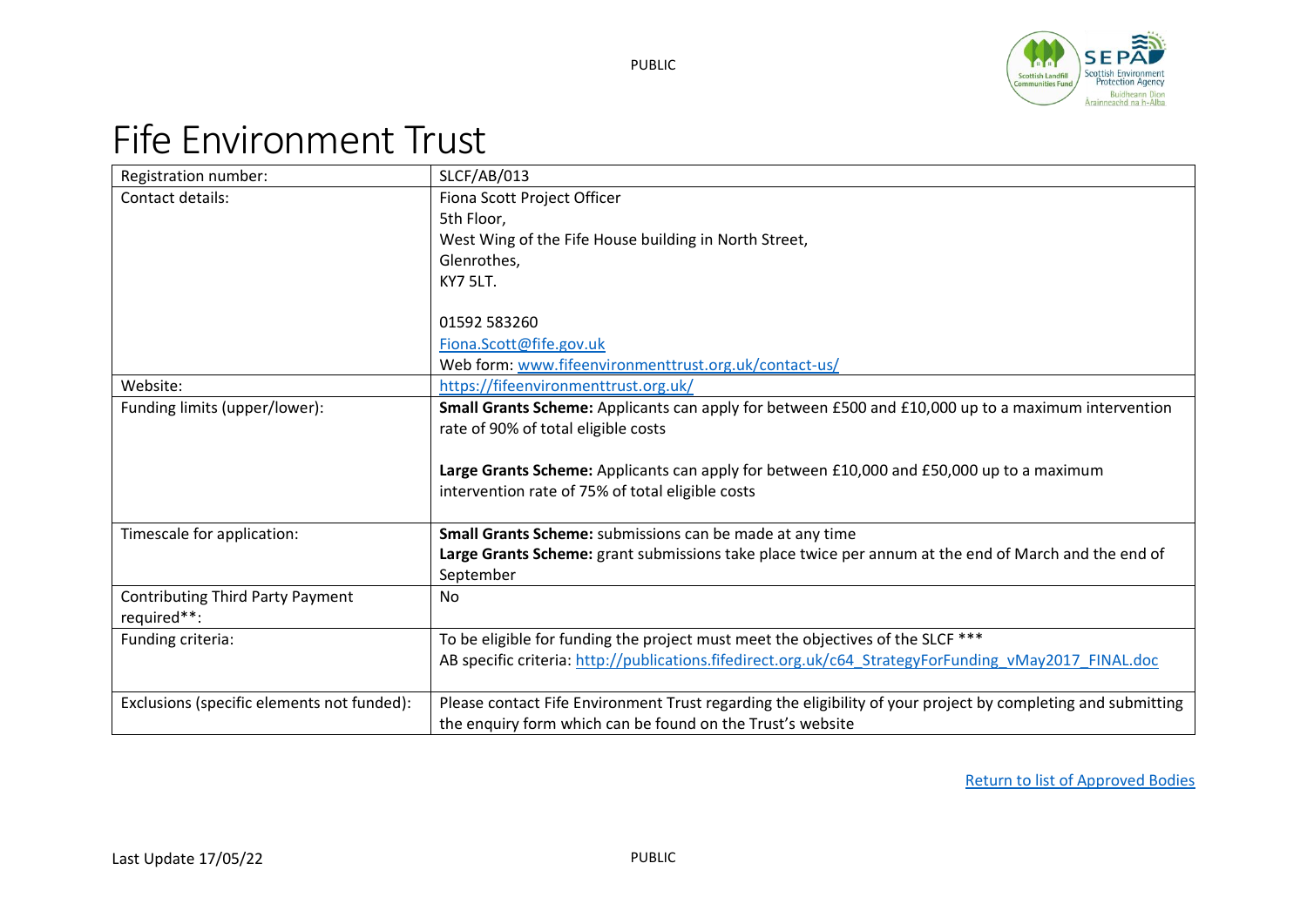# Fife Environment Trust

| Registration number: | SLCF/AB/013 |
|---|---|
| Contact details: | Fiona Scott Project Officer<br>5th Floor,<br>West Wing of the Fife House building in North Street,<br>Glenrothes,<br>KY7 5LT.<br><br>01592 583260<br>Fiona.Scott@fife.gov.uk<br>Web form: www.fifeenvironmenttrust.org.uk/contact-us/ |
| Website: | https://fifeenvironmenttrust.org.uk/ |
| Funding limits (upper/lower): | **Small Grants Scheme:** Applicants can apply for between £500 and £10,000 up to a maximum intervention rate of 90% of total eligible costs<br><br>**Large Grants Scheme:** Applicants can apply for between £10,000 and £50,000 up to a maximum intervention rate of 75% of total eligible costs |
| Timescale for application: | **Small Grants Scheme:** submissions can be made at any time<br>**Large Grants Scheme:** grant submissions take place twice per annum at the end of March and the end of September |
| Contributing Third Party Payment required**: | No |
| Funding criteria: | To be eligible for funding the project must meet the objectives of the SLCF ***<br>AB specific criteria: http://publications.fifedirect.org.uk/c64_StrategyForFunding_vMay2017_FINAL.doc |
| Exclusions (specific elements not funded): | Please contact Fife Environment Trust regarding the eligibility of your project by completing and submitting the enquiry form which can be found on the Trust's website |

Return to list of Approved Bodies

Last Update 17/05/22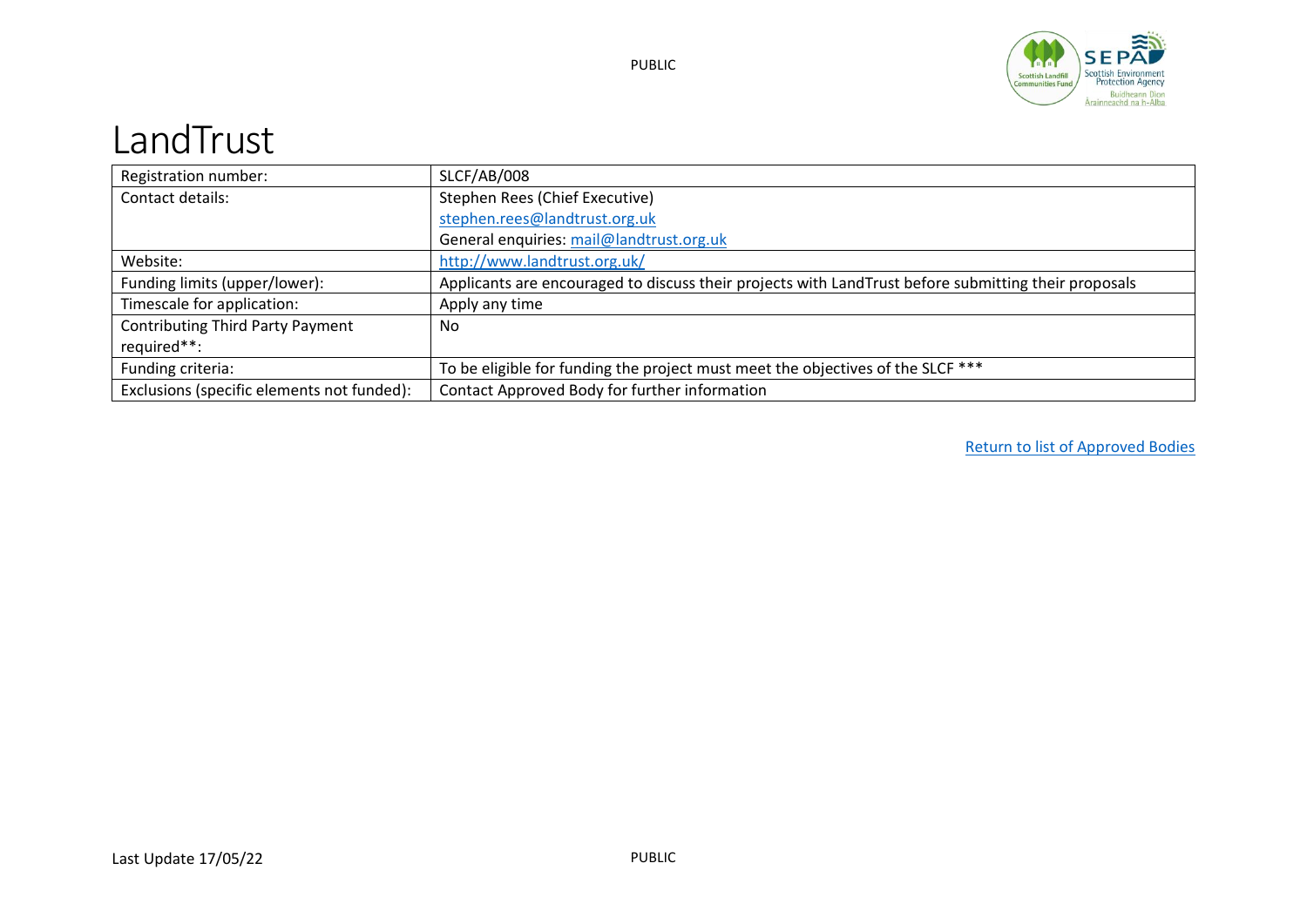# LandTrust

| Registration number: | SLCF/AB/008 |
|---|---|
| Contact details: | Stephen Rees (Chief Executive)<br>stephen.rees@landtrust.org.uk<br>General enquiries: mail@landtrust.org.uk |
| Website: | http://www.landtrust.org.uk/ |
| Funding limits (upper/lower): | Applicants are encouraged to discuss their projects with LandTrust before submitting their proposals |
| Timescale for application: | Apply any time |
| Contributing Third Party Payment required**: | No |
| Funding criteria: | To be eligible for funding the project must meet the objectives of the SLCF *** |
| Exclusions (specific elements not funded): | Contact Approved Body for further information |

Return to list of Approved Bodies

Last Update 17/05/22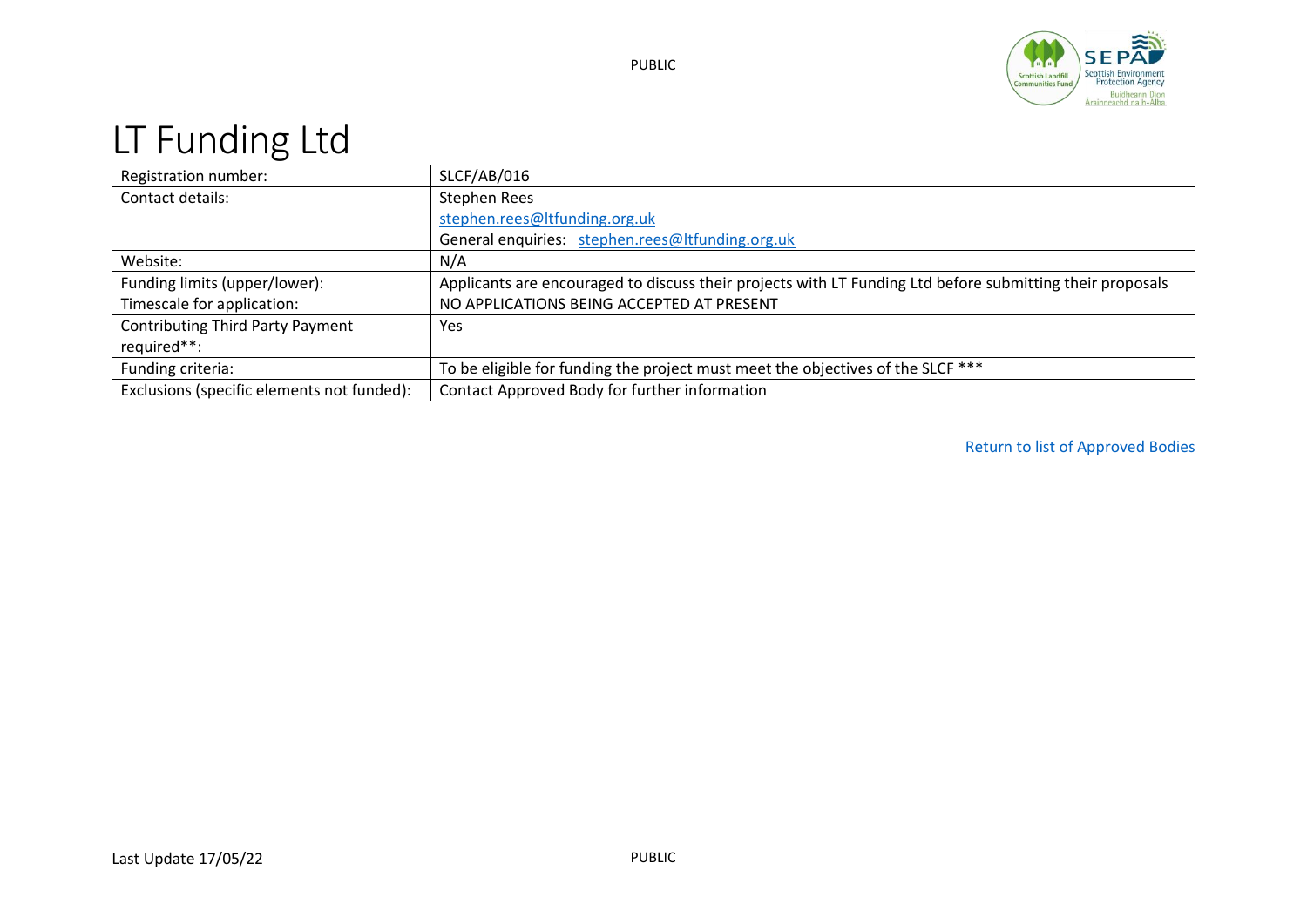# LT Funding Ltd

| | |
|---|---|
| Registration number: | SLCF/AB/016 |
| Contact details: | Stephen Rees<br>stephen.rees@ltfunding.org.uk<br>General enquiries: stephen.rees@ltfunding.org.uk |
| Website: | N/A |
| Funding limits (upper/lower): | Applicants are encouraged to discuss their projects with LT Funding Ltd before submitting their proposals |
| Timescale for application: | NO APPLICATIONS BEING ACCEPTED AT PRESENT |
| Contributing Third Party Payment required**: | Yes |
| Funding criteria: | To be eligible for funding the project must meet the objectives of the SLCF *** |
| Exclusions (specific elements not funded): | Contact Approved Body for further information |

Return to list of Approved Bodies

Last Update 17/05/22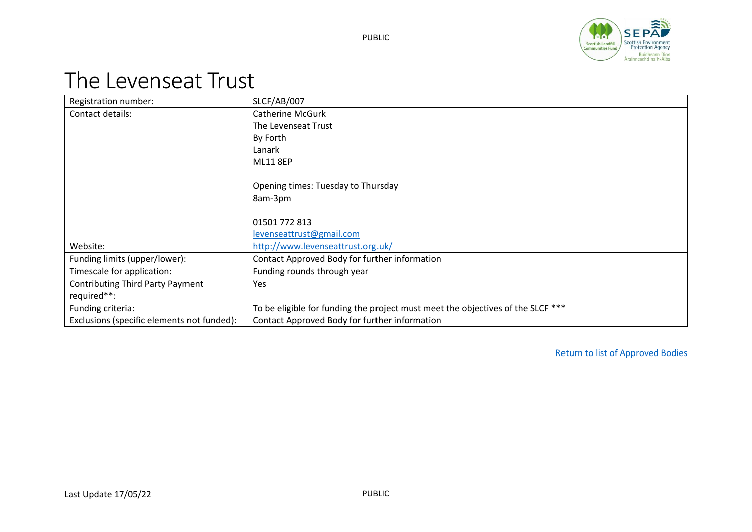# The Levenseat Trust

| Registration number: | SLCF/AB/007 |
|---|---|
| Contact details: | Catherine McGurk<br>The Levenseat Trust<br>By Forth<br>Lanark<br>ML11 8EP<br><br>Opening times: Tuesday to Thursday<br>8am-3pm<br><br>01501 772 813<br>levenseattrust@gmail.com |
| Website: | http://www.levenseattrust.org.uk/ |
| Funding limits (upper/lower): | Contact Approved Body for further information |
| Timescale for application: | Funding rounds through year |
| Contributing Third Party Payment required**: | Yes |
| Funding criteria: | To be eligible for funding the project must meet the objectives of the SLCF *** |
| Exclusions (specific elements not funded): | Contact Approved Body for further information |

Return to list of Approved Bodies

Last Update 17/05/22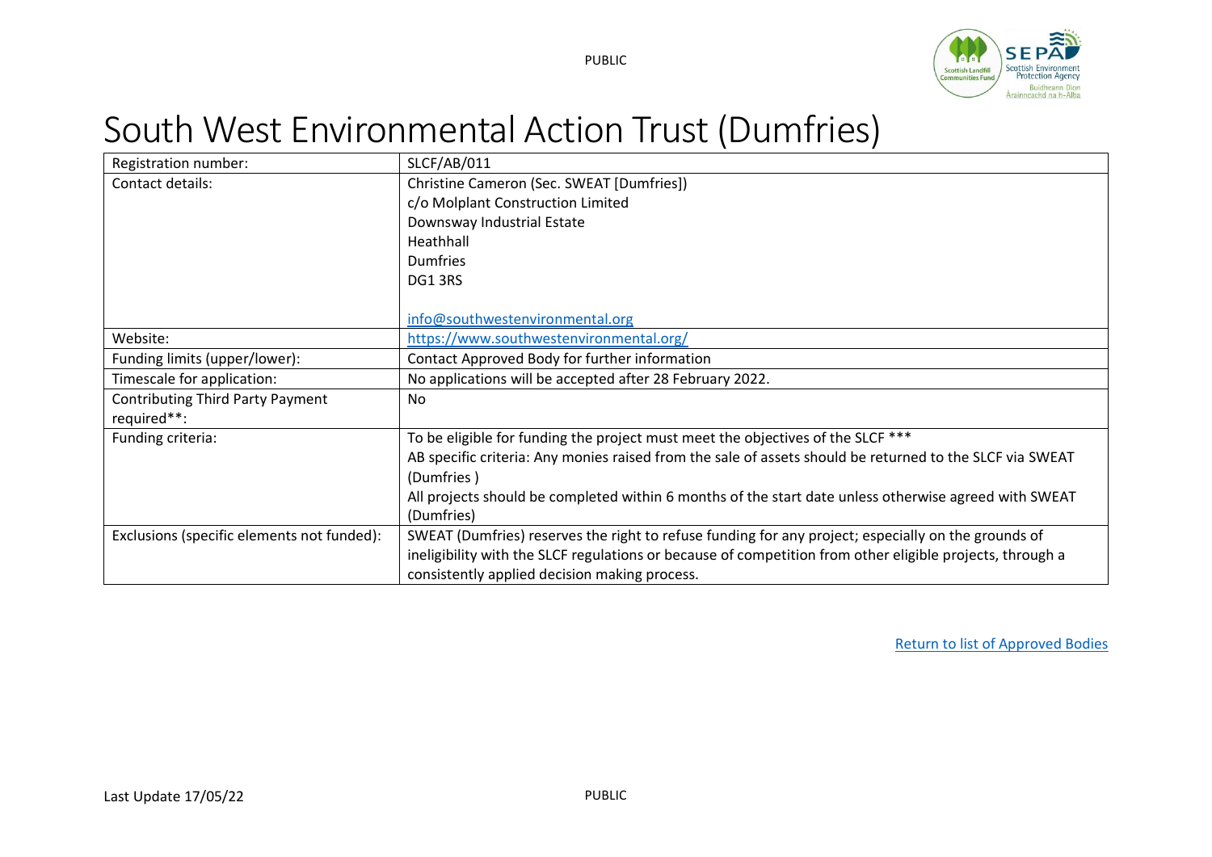# South West Environmental Action Trust (Dumfries)

| Registration number: | SLCF/AB/011 |
|---|---|
| Contact details: | Christine Cameron (Sec. SWEAT [Dumfries])<br>c/o Molplant Construction Limited<br>Downsway Industrial Estate<br>Heathhall<br>Dumfries<br>DG1 3RS<br><br>info@southwestenvironmental.org |
| Website: | https://www.southwestenvironmental.org/ |
| Funding limits (upper/lower): | Contact Approved Body for further information |
| Timescale for application: | No applications will be accepted after 28 February 2022. |
| Contributing Third Party Payment required**: | No |
| Funding criteria: | To be eligible for funding the project must meet the objectives of the SLCF ***<br>AB specific criteria: Any monies raised from the sale of assets should be returned to the SLCF via SWEAT (Dumfries )<br>All projects should be completed within 6 months of the start date unless otherwise agreed with SWEAT (Dumfries) |
| Exclusions (specific elements not funded): | SWEAT (Dumfries) reserves the right to refuse funding for any project; especially on the grounds of ineligibility with the SLCF regulations or because of competition from other eligible projects, through a consistently applied decision making process. |

Return to list of Approved Bodies

Last Update 17/05/22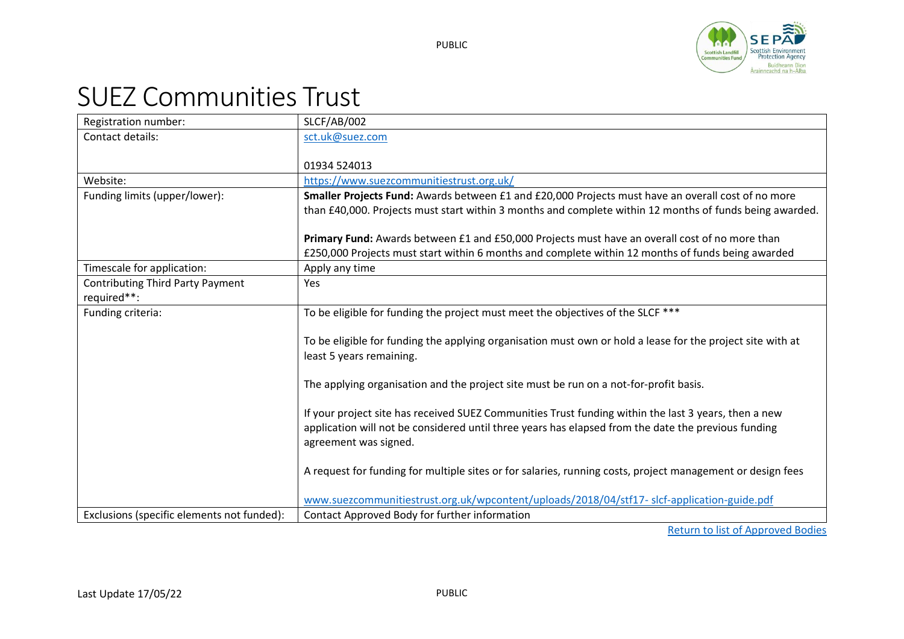# SUEZ Communities Trust

| Registration number: | SLCF/AB/002 |
|---|---|
| Contact details: | sct.uk@suez.com<br><br>01934 524013 |
| Website: | https://www.suezcommunitiestrust.org.uk/ |
| Funding limits (upper/lower): | **Smaller Projects Fund:** Awards between £1 and £20,000 Projects must have an overall cost of no more than £40,000. Projects must start within 3 months and complete within 12 months of funds being awarded.<br><br>**Primary Fund:** Awards between £1 and £50,000 Projects must have an overall cost of no more than £250,000 Projects must start within 6 months and complete within 12 months of funds being awarded |
| Timescale for application: | Apply any time |
| Contributing Third Party Payment required**: | Yes |
| Funding criteria: | To be eligible for funding the project must meet the objectives of the SLCF ***<br><br>To be eligible for funding the applying organisation must own or hold a lease for the project site with at least 5 years remaining.<br><br>The applying organisation and the project site must be run on a not-for-profit basis.<br><br>If your project site has received SUEZ Communities Trust funding within the last 3 years, then a new application will not be considered until three years has elapsed from the date the previous funding agreement was signed.<br><br>A request for funding for multiple sites or for salaries, running costs, project management or design fees<br><br>www.suezcommunitiestrust.org.uk/wpcontent/uploads/2018/04/stf17- slcf-application-guide.pdf |
| Exclusions (specific elements not funded): | Contact Approved Body for further information |

Return to list of Approved Bodies

Last Update 17/05/22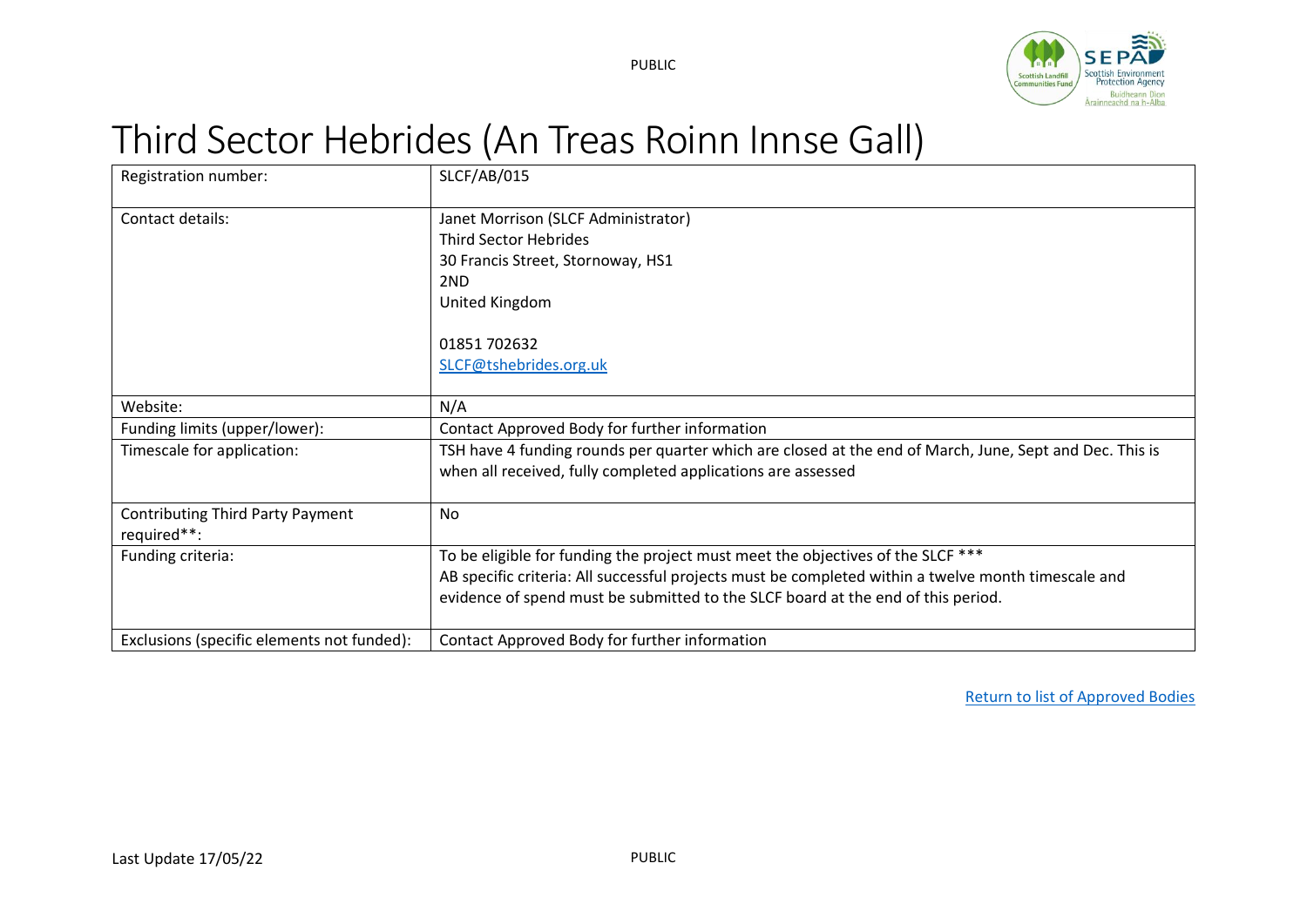# Third Sector Hebrides (An Treas Roinn Innse Gall)

| Registration number: | SLCF/AB/015 |
|---|---|
| Contact details: | Janet Morrison (SLCF Administrator)<br>Third Sector Hebrides<br>30 Francis Street, Stornoway, HS1<br>2ND<br>United Kingdom<br><br>01851 702632<br>SLCF@tshebrides.org.uk |
| Website: | N/A |
| Funding limits (upper/lower): | Contact Approved Body for further information |
| Timescale for application: | TSH have 4 funding rounds per quarter which are closed at the end of March, June, Sept and Dec. This is when all received, fully completed applications are assessed |
| Contributing Third Party Payment required**: | No |
| Funding criteria: | To be eligible for funding the project must meet the objectives of the SLCF ***<br>AB specific criteria: All successful projects must be completed within a twelve month timescale and evidence of spend must be submitted to the SLCF board at the end of this period. |
| Exclusions (specific elements not funded): | Contact Approved Body for further information |

Return to list of Approved Bodies

Last Update 17/05/22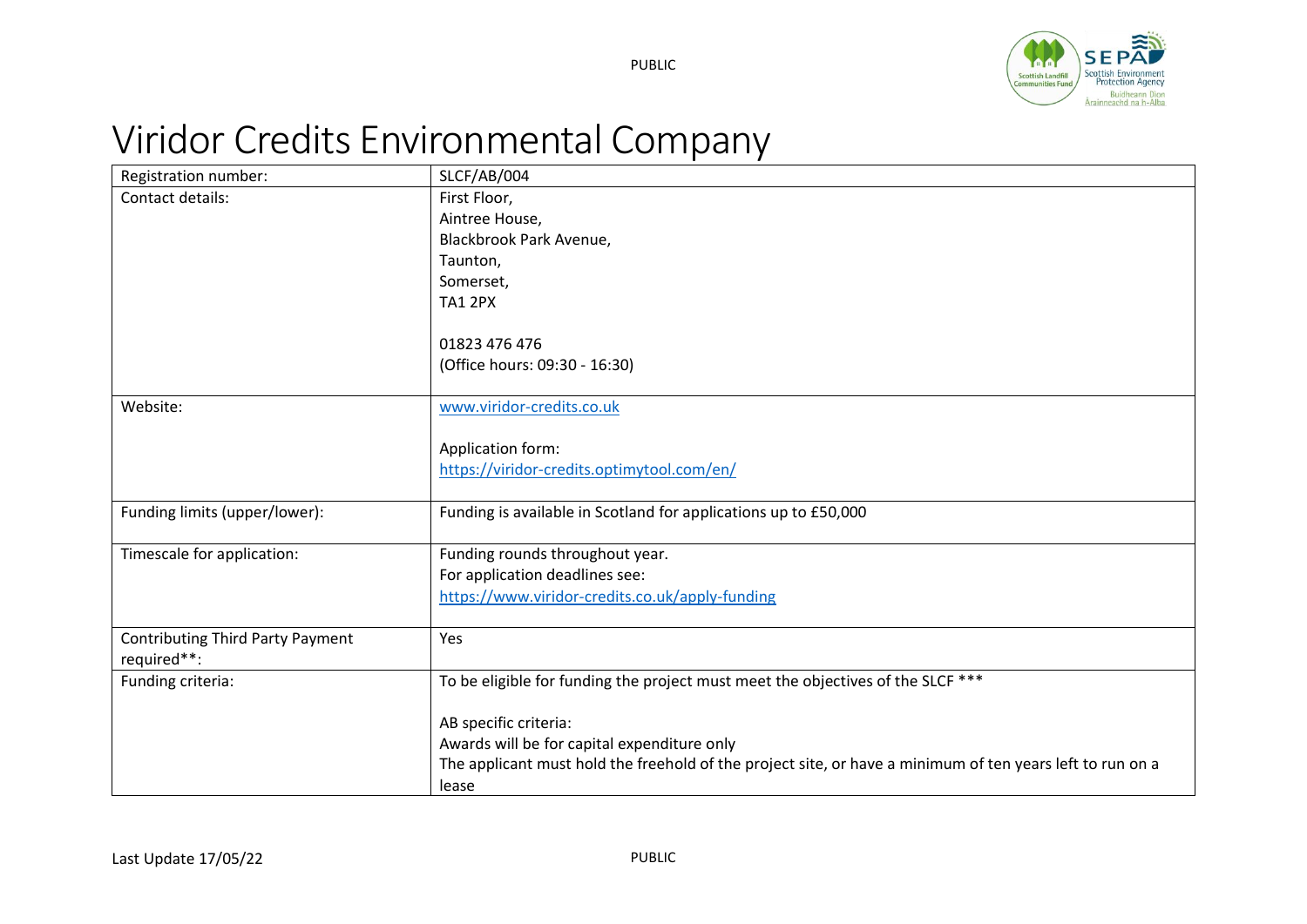# Viridor Credits Environmental Company

| Registration number: | SLCF/AB/004 |
|---|---|
| Contact details: | First Floor,<br>Aintree House,<br>Blackbrook Park Avenue,<br>Taunton,<br>Somerset,<br>TA1 2PX<br><br>01823 476 476<br>(Office hours: 09:30 - 16:30) |
| Website: | [www.viridor-credits.co.uk](www.viridor-credits.co.uk)<br><br>Application form:<br>[https://viridor-credits.optimytool.com/en/](https://viridor-credits.optimytool.com/en/) |
| Funding limits (upper/lower): | Funding is available in Scotland for applications up to £50,000 |
| Timescale for application: | Funding rounds throughout year.<br>For application deadlines see:<br>[https://www.viridor-credits.co.uk/apply-funding](https://www.viridor-credits.co.uk/apply-funding) |
| Contributing Third Party Payment required**: | Yes |
| Funding criteria: | To be eligible for funding the project must meet the objectives of the SLCF ***<br><br>AB specific criteria:<br>Awards will be for capital expenditure only<br>The applicant must hold the freehold of the project site, or have a minimum of ten years left to run on a lease |

Last Update 17/05/22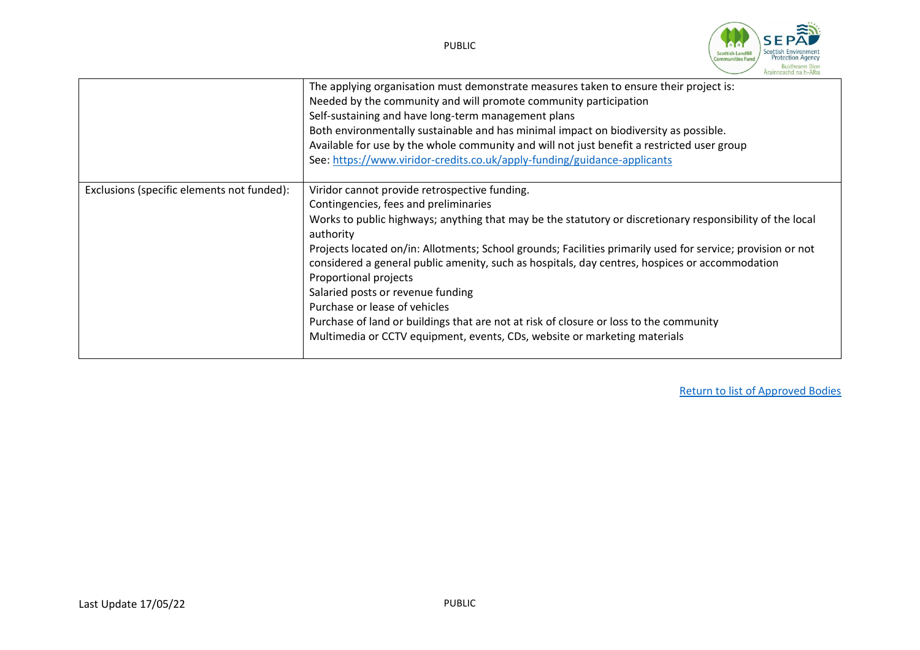| | |
|---|---|
| | The applying organisation must demonstrate measures taken to ensure their project is:<br>Needed by the community and will promote community participation<br>Self-sustaining and have long-term management plans<br>Both environmentally sustainable and has minimal impact on biodiversity as possible.<br>Available for use by the whole community and will not just benefit a restricted user group<br>See: [https://www.viridor-credits.co.uk/apply-funding/guidance-applicants](https://www.viridor-credits.co.uk/apply-funding/guidance-applicants) |
| Exclusions (specific elements not funded): | Viridor cannot provide retrospective funding.<br>Contingencies, fees and preliminaries<br>Works to public highways; anything that may be the statutory or discretionary responsibility of the local authority<br>Projects located on/in: Allotments; School grounds; Facilities primarily used for service; provision or not considered a general public amenity, such as hospitals, day centres, hospices or accommodation<br>Proportional projects<br>Salaried posts or revenue funding<br>Purchase or lease of vehicles<br>Purchase of land or buildings that are not at risk of closure or loss to the community<br>Multimedia or CCTV equipment, events, CDs, website or marketing materials |

Return to list of Approved Bodies

Last Update 17/05/22